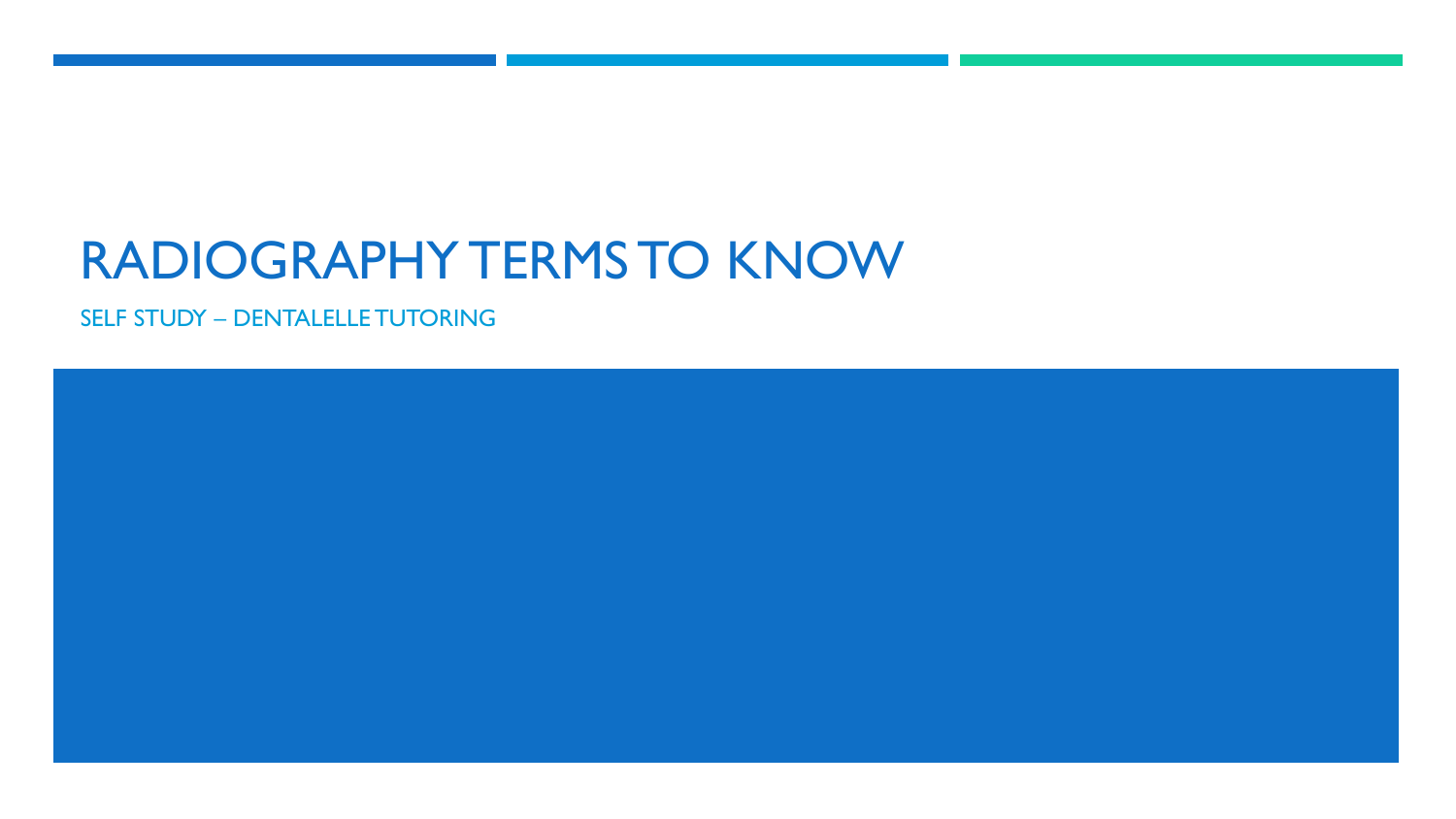# RADIOGRAPHY TERMS TO KNOW

SELF STUDY – DENTALELLE TUTORING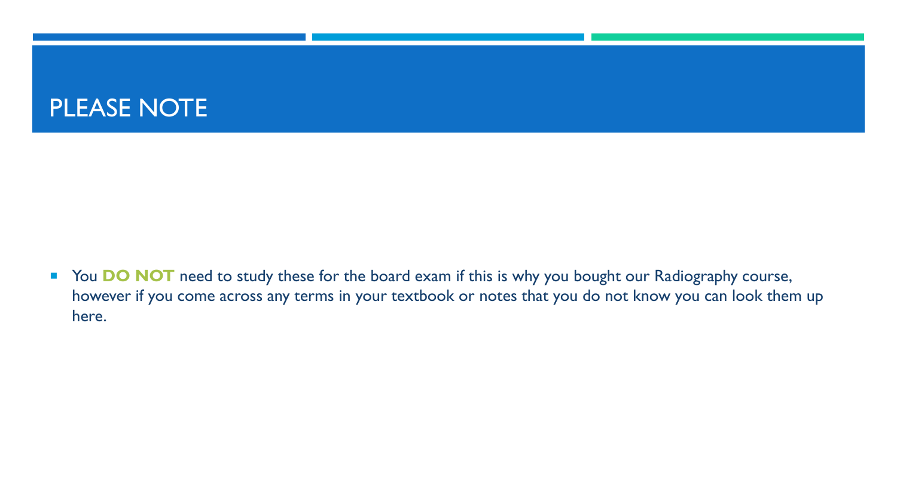# PLEASE NOTE

- You **DO NOT** need to study these for the board exam if this is why you bought our Radiography course, however if you come across any terms in your textbook or notes that you do not know you can look them up here.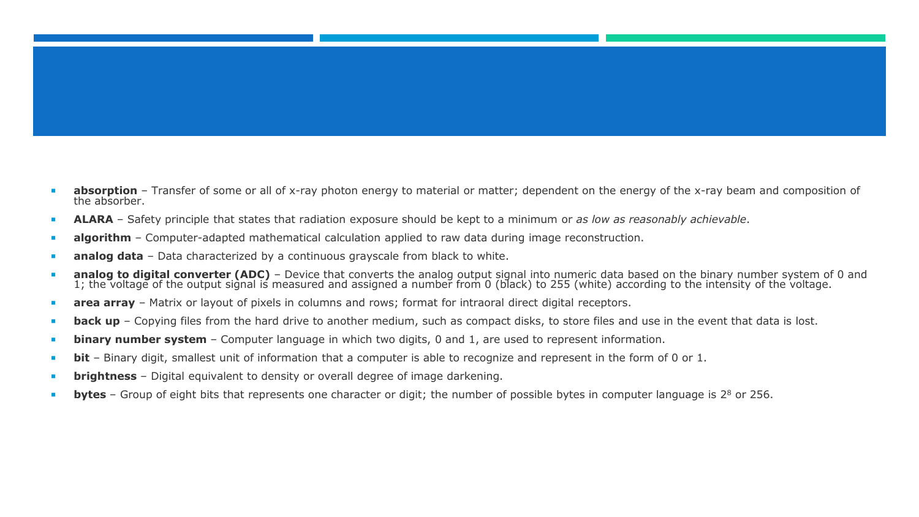- **absorption** – Transfer of some or all of x-ray photon energy to material or matter; dependent on the energy of the x-ray beam and composition of the absorber.
- **ALARA** – Safety principle that states that radiation exposure should be kept to a minimum or *as low as reasonably achievable*.
- **algorithm** – Computer-adapted mathematical calculation applied to raw data during image reconstruction.
- **analog data** – Data characterized by a continuous grayscale from black to white.
- **analog to digital converter (ADC)** – Device that converts the analog output signal into numeric data based on the binary number system of 0 and 1; the voltage of the output signal is measured and assigned a number from 0 (black) to 255 (white) according to the intensity of the voltage.
- **area array** – Matrix or layout of pixels in columns and rows; format for intraoral direct digital receptors.
- **back up** – Copying files from the hard drive to another medium, such as compact disks, to store files and use in the event that data is lost.
- **binary number system** – Computer language in which two digits, 0 and 1, are used to represent information.
- **bit** – Binary digit, smallest unit of information that a computer is able to recognize and represent in the form of 0 or 1.
- **brightness** – Digital equivalent to density or overall degree of image darkening.
- **bytes** – Group of eight bits that represents one character or digit; the number of possible bytes in computer language is $2^8$ or 256.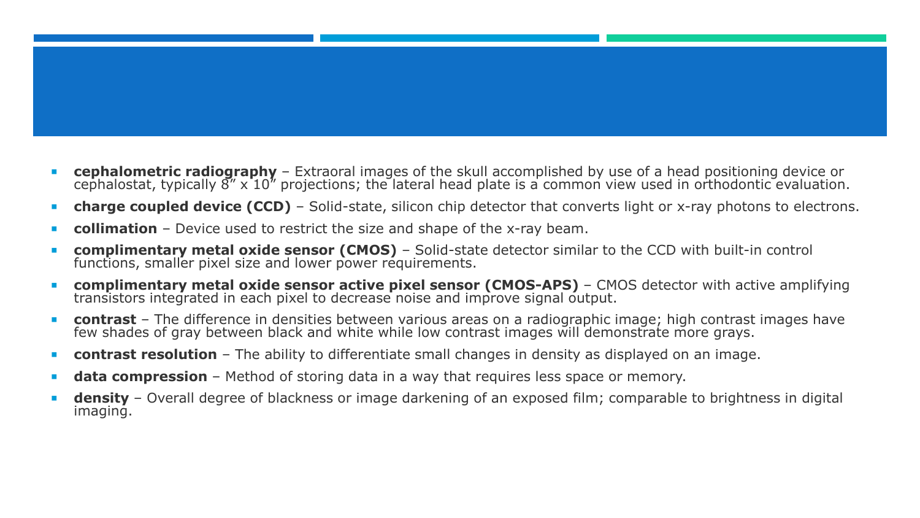- **cephalometric radiography** – Extraoral images of the skull accomplished by use of a head positioning device or cephalostat, typically 8″ x 10″ projections; the lateral head plate is a common view used in orthodontic evaluation.
- **charge coupled device (CCD)** – Solid-state, silicon chip detector that converts light or x-ray photons to electrons.
- **collimation** – Device used to restrict the size and shape of the x-ray beam.
- **complimentary metal oxide sensor (CMOS)** – Solid-state detector similar to the CCD with built-in control functions, smaller pixel size and lower power requirements.
- **complimentary metal oxide sensor active pixel sensor (CMOS-APS)** – CMOS detector with active amplifying transistors integrated in each pixel to decrease noise and improve signal output.
- **contrast** – The difference in densities between various areas on a radiographic image; high contrast images have few shades of gray between black and white while low contrast images will demonstrate more grays.
- **contrast resolution** – The ability to differentiate small changes in density as displayed on an image.
- **data compression** – Method of storing data in a way that requires less space or memory.
- **density** – Overall degree of blackness or image darkening of an exposed film; comparable to brightness in digital imaging.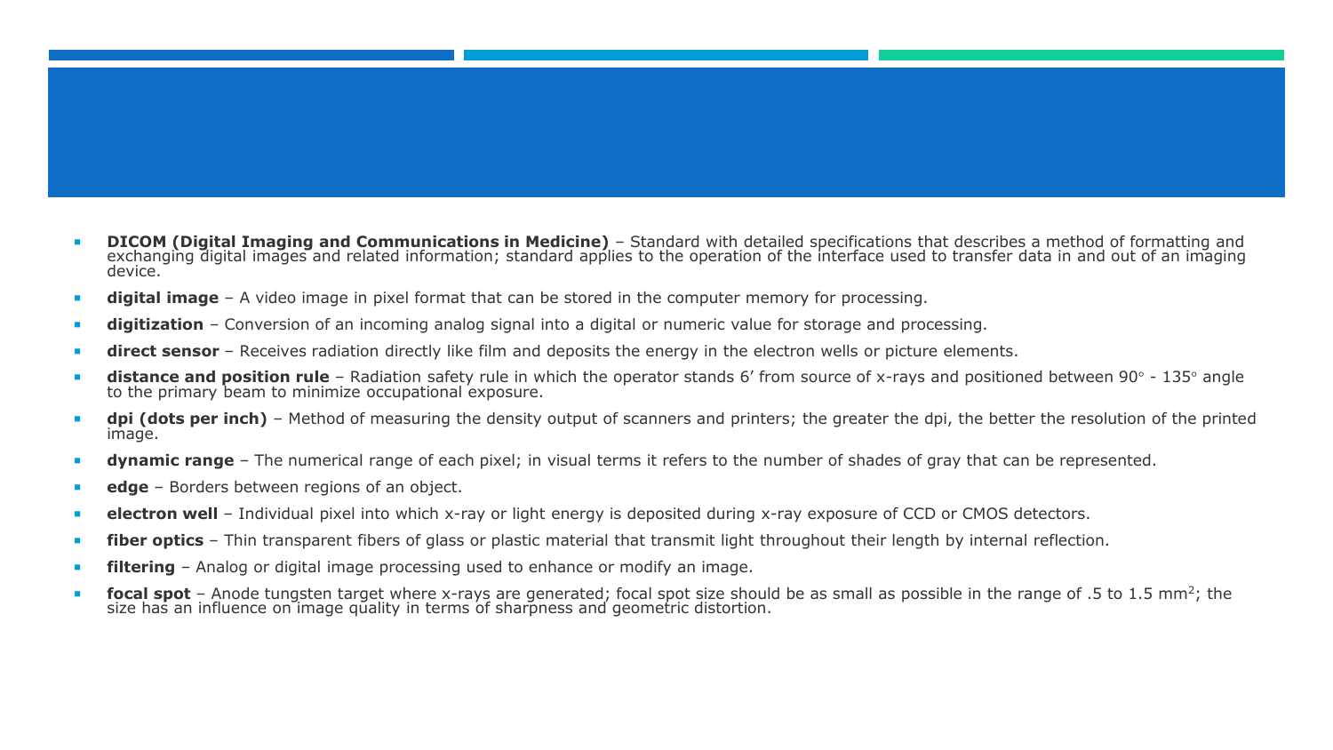- **DICOM (Digital Imaging and Communications in Medicine)** – Standard with detailed specifications that describes a method of formatting and exchanging digital images and related information; standard applies to the operation of the interface used to transfer data in and out of an imaging device.
- **digital image** – A video image in pixel format that can be stored in the computer memory for processing.
- **digitization** – Conversion of an incoming analog signal into a digital or numeric value for storage and processing.
- **direct sensor** – Receives radiation directly like film and deposits the energy in the electron wells or picture elements.
- **distance and position rule** – Radiation safety rule in which the operator stands 6′ from source of x-rays and positioned between 90° - 135° angle to the primary beam to minimize occupational exposure.
- **dpi (dots per inch)** – Method of measuring the density output of scanners and printers; the greater the dpi, the better the resolution of the printed image.
- **dynamic range** – The numerical range of each pixel; in visual terms it refers to the number of shades of gray that can be represented.
- **edge** – Borders between regions of an object.
- **electron well** – Individual pixel into which x-ray or light energy is deposited during x-ray exposure of CCD or CMOS detectors.
- **fiber optics** – Thin transparent fibers of glass or plastic material that transmit light throughout their length by internal reflection.
- **filtering** – Analog or digital image processing used to enhance or modify an image.
- **focal spot** – Anode tungsten target where x-rays are generated; focal spot size should be as small as possible in the range of .5 to 1.5 $mm^2$; the size has an influence on image quality in terms of sharpness and geometric distortion.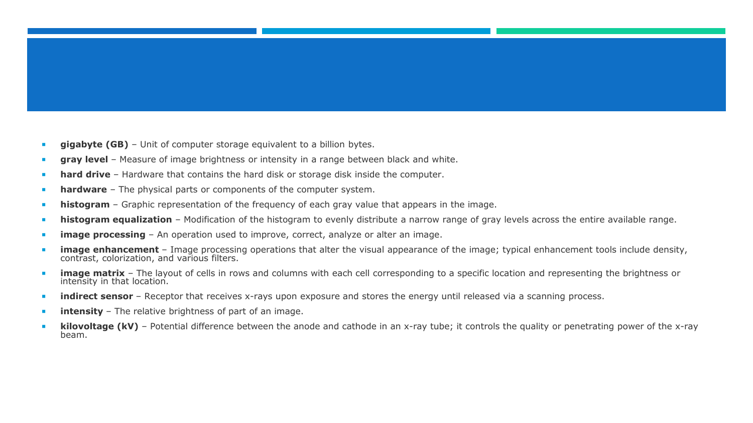- **gigabyte (GB)** – Unit of computer storage equivalent to a billion bytes.
- **gray level** – Measure of image brightness or intensity in a range between black and white.
- **hard drive** – Hardware that contains the hard disk or storage disk inside the computer.
- **hardware** – The physical parts or components of the computer system.
- **histogram** – Graphic representation of the frequency of each gray value that appears in the image.
- **histogram equalization** – Modification of the histogram to evenly distribute a narrow range of gray levels across the entire available range.
- **image processing** – An operation used to improve, correct, analyze or alter an image.
- **image enhancement** – Image processing operations that alter the visual appearance of the image; typical enhancement tools include density, contrast, colorization, and various filters.
- **image matrix** – The layout of cells in rows and columns with each cell corresponding to a specific location and representing the brightness or intensity in that location.
- **indirect sensor** – Receptor that receives x-rays upon exposure and stores the energy until released via a scanning process.
- **intensity** – The relative brightness of part of an image.
- **kilovoltage (kV)** – Potential difference between the anode and cathode in an x-ray tube; it controls the quality or penetrating power of the x-ray beam.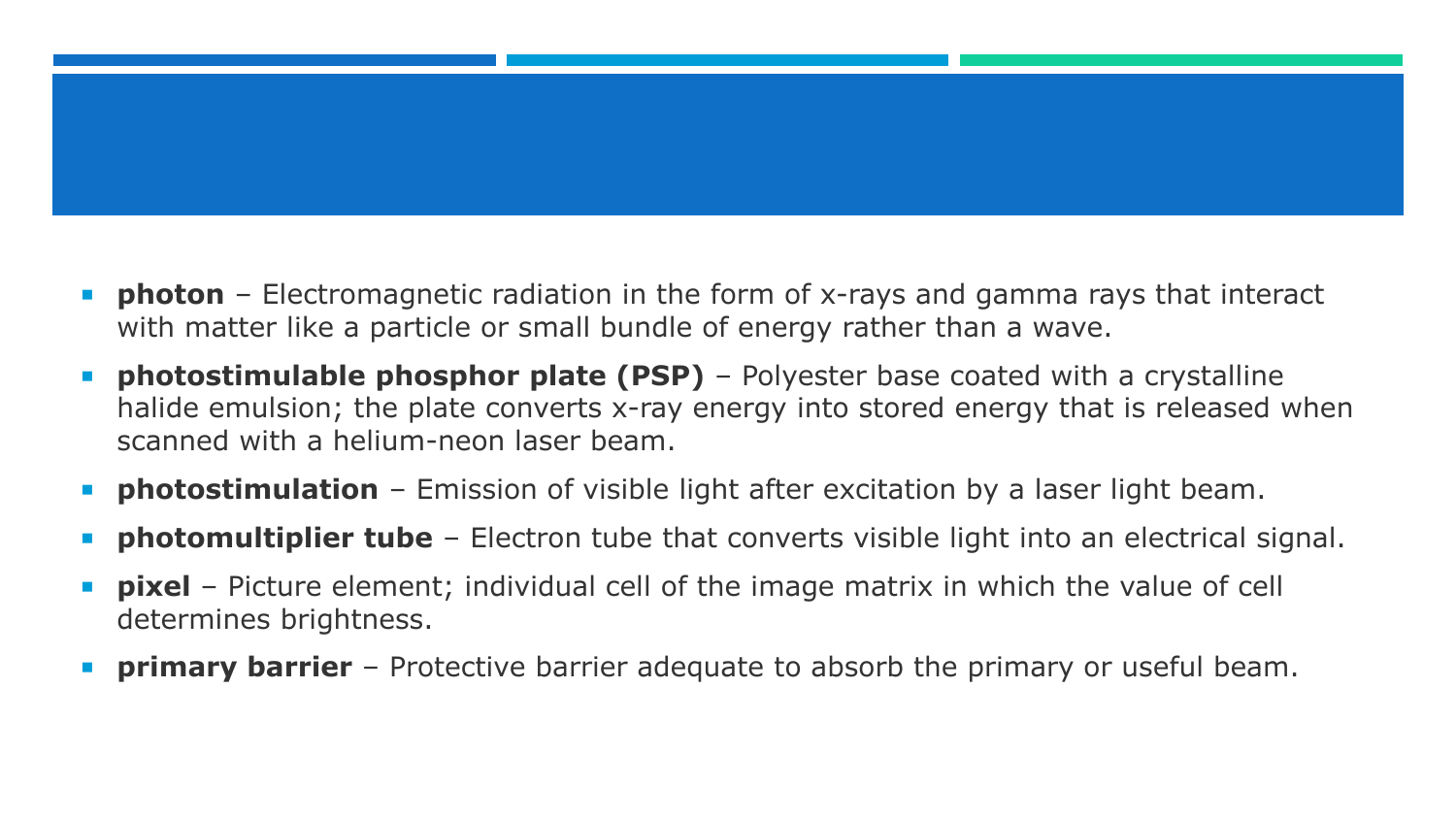- **photon** – Electromagnetic radiation in the form of x-rays and gamma rays that interact with matter like a particle or small bundle of energy rather than a wave.
- **photostimulable phosphor plate (PSP)** – Polyester base coated with a crystalline halide emulsion; the plate converts x-ray energy into stored energy that is released when scanned with a helium-neon laser beam.
- **photostimulation** – Emission of visible light after excitation by a laser light beam.
- **photomultiplier tube** – Electron tube that converts visible light into an electrical signal.
- **pixel** – Picture element; individual cell of the image matrix in which the value of cell determines brightness.
- **primary barrier** – Protective barrier adequate to absorb the primary or useful beam.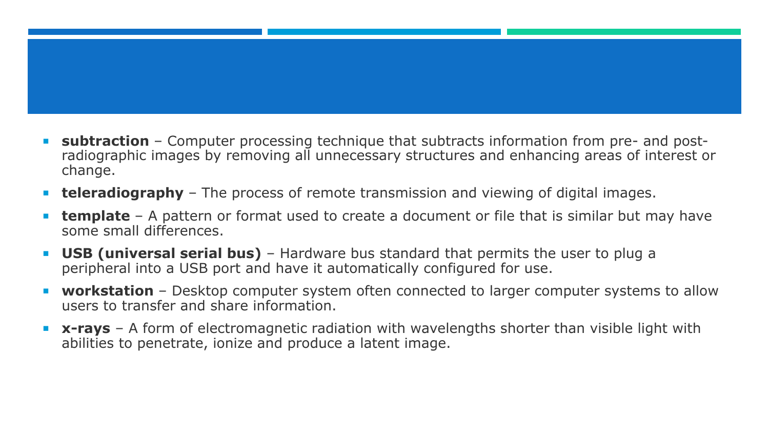- **subtraction** – Computer processing technique that subtracts information from pre- and post-radiographic images by removing all unnecessary structures and enhancing areas of interest or change.
- **teleradiography** – The process of remote transmission and viewing of digital images.
- **template** – A pattern or format used to create a document or file that is similar but may have some small differences.
- **USB (universal serial bus)** – Hardware bus standard that permits the user to plug a peripheral into a USB port and have it automatically configured for use.
- **workstation** – Desktop computer system often connected to larger computer systems to allow users to transfer and share information.
- **x-rays** – A form of electromagnetic radiation with wavelengths shorter than visible light with abilities to penetrate, ionize and produce a latent image.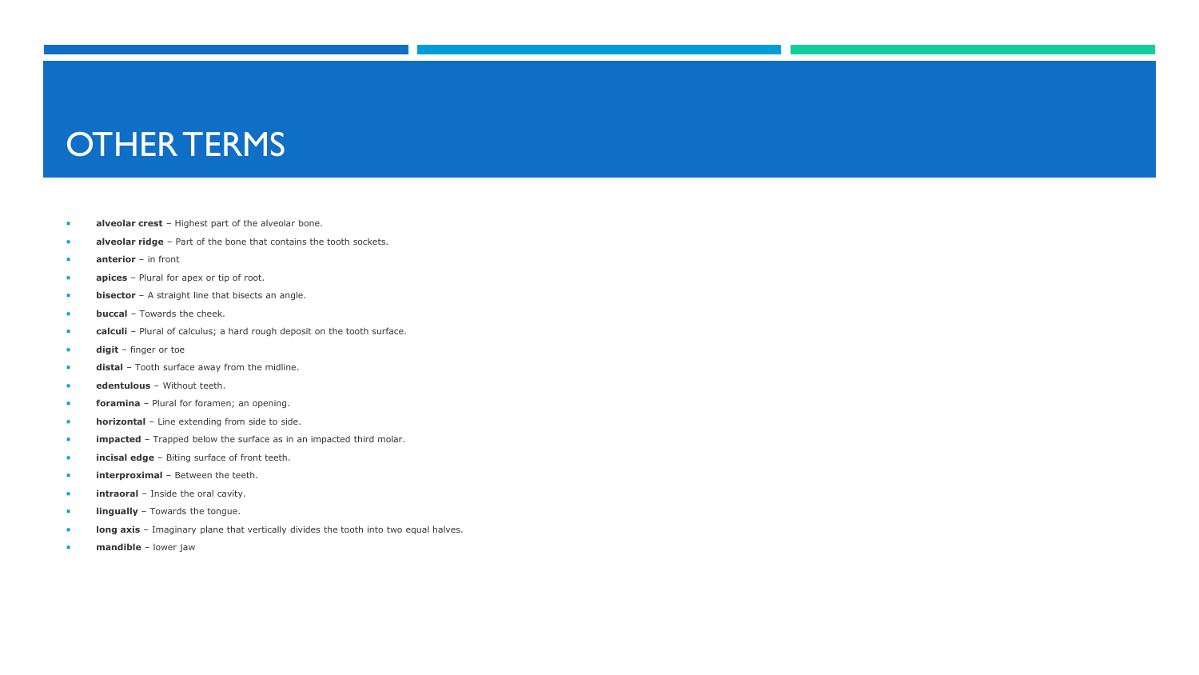# OTHER TERMS

- **alveolar crest** – Highest part of the alveolar bone.
- **alveolar ridge** – Part of the bone that contains the tooth sockets.
- **anterior** – in front
- **apices** – Plural for apex or tip of root.
- **bisector** – A straight line that bisects an angle.
- **buccal** – Towards the cheek.
- **calculi** – Plural of calculus; a hard rough deposit on the tooth surface.
- **digit** – finger or toe
- **distal** – Tooth surface away from the midline.
- **edentulous** – Without teeth.
- **foramina** – Plural for foramen; an opening.
- **horizontal** – Line extending from side to side.
- **impacted** – Trapped below the surface as in an impacted third molar.
- **incisal edge** – Biting surface of front teeth.
- **interproximal** – Between the teeth.
- **intraoral** – Inside the oral cavity.
- **lingually** – Towards the tongue.
- **long axis** – Imaginary plane that vertically divides the tooth into two equal halves.
- **mandible** – lower jaw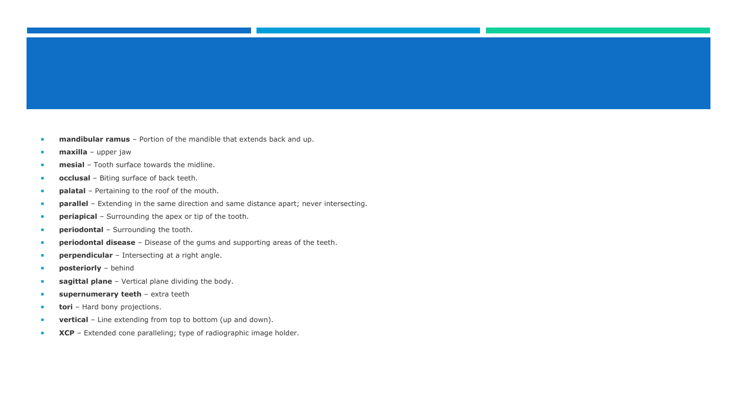- **mandibular ramus** – Portion of the mandible that extends back and up.
- **maxilla** – upper jaw
- **mesial** – Tooth surface towards the midline.
- **occlusal** – Biting surface of back teeth.
- **palatal** – Pertaining to the roof of the mouth.
- **parallel** – Extending in the same direction and same distance apart; never intersecting.
- **periapical** – Surrounding the apex or tip of the tooth.
- **periodontal** – Surrounding the tooth.
- **periodontal disease** – Disease of the gums and supporting areas of the teeth.
- **perpendicular** – Intersecting at a right angle.
- **posteriorly** – behind
- **sagittal plane** – Vertical plane dividing the body.
- **supernumerary teeth** – extra teeth
- **tori** – Hard bony projections.
- **vertical** – Line extending from top to bottom (up and down).
- **XCP** – Extended cone paralleling; type of radiographic image holder.